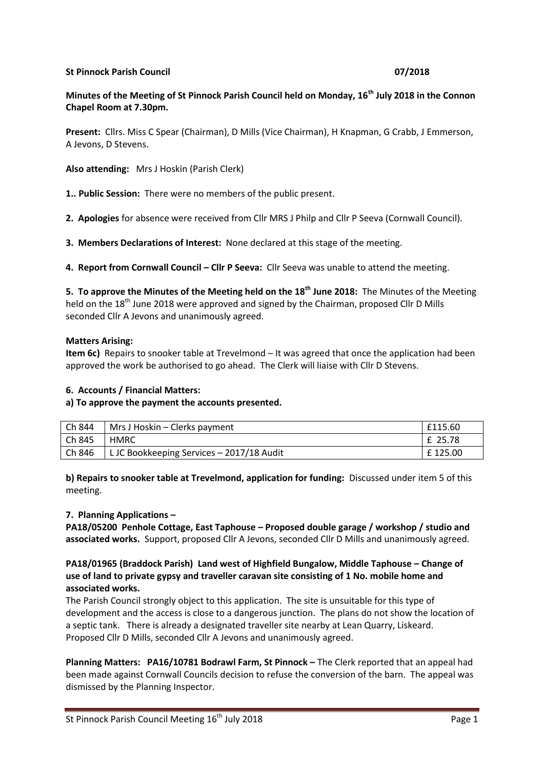**St Pinnock Parish Council 07/2018**

**Minutes of the Meeting of St Pinnock Parish Council held on Monday, 16th July 2018 in the Connon Chapel Room at 7.30pm.**

**Present:** Cllrs. Miss C Spear (Chairman), D Mills (Vice Chairman), H Knapman, G Crabb, J Emmerson, A Jevons, D Stevens.

**Also attending:** Mrs J Hoskin (Parish Clerk)

**1.. Public Session:** There were no members of the public present.

**2. Apologies** for absence were received from Cllr MRS J Philp and Cllr P Seeva (Cornwall Council).

**3. Members Declarations of Interest:** None declared at this stage of the meeting.

**4. Report from Cornwall Council – Cllr P Seeva:** Cllr Seeva was unable to attend the meeting.

**5. To approve the Minutes of the Meeting held on the 18th June 2018:** The Minutes of the Meeting held on the 18th June 2018 were approved and signed by the Chairman, proposed Cllr D Mills seconded Cllr A Jevons and unanimously agreed.

**Matters Arising:**

**Item 6c)** Repairs to snooker table at Trevelmond – It was agreed that once the application had been approved the work be authorised to go ahead. The Clerk will liaise with Cllr D Stevens.

**6. Accounts / Financial Matters:**

**a) To approve the payment the accounts presented.**

| | | |
|---|---|---|
| Ch 844 | Mrs J Hoskin – Clerks payment | £115.60 |
| Ch 845 | HMRC | £ 25.78 |
| Ch 846 | L JC Bookkeeping Services – 2017/18 Audit | £ 125.00 |

**b) Repairs to snooker table at Trevelmond, application for funding:** Discussed under item 5 of this meeting.

**7. Planning Applications –**

**PA18/05200 Penhole Cottage, East Taphouse – Proposed double garage / workshop / studio and associated works.** Support, proposed Cllr A Jevons, seconded Cllr D Mills and unanimously agreed.

**PA18/01965 (Braddock Parish) Land west of Highfield Bungalow, Middle Taphouse – Change of use of land to private gypsy and traveller caravan site consisting of 1 No. mobile home and associated works.**

The Parish Council strongly object to this application. The site is unsuitable for this type of development and the access is close to a dangerous junction. The plans do not show the location of a septic tank. There is already a designated traveller site nearby at Lean Quarry, Liskeard. Proposed Cllr D Mills, seconded Cllr A Jevons and unanimously agreed.

**Planning Matters: PA16/10781 Bodrawl Farm, St Pinnock –** The Clerk reported that an appeal had been made against Cornwall Councils decision to refuse the conversion of the barn. The appeal was dismissed by the Planning Inspector.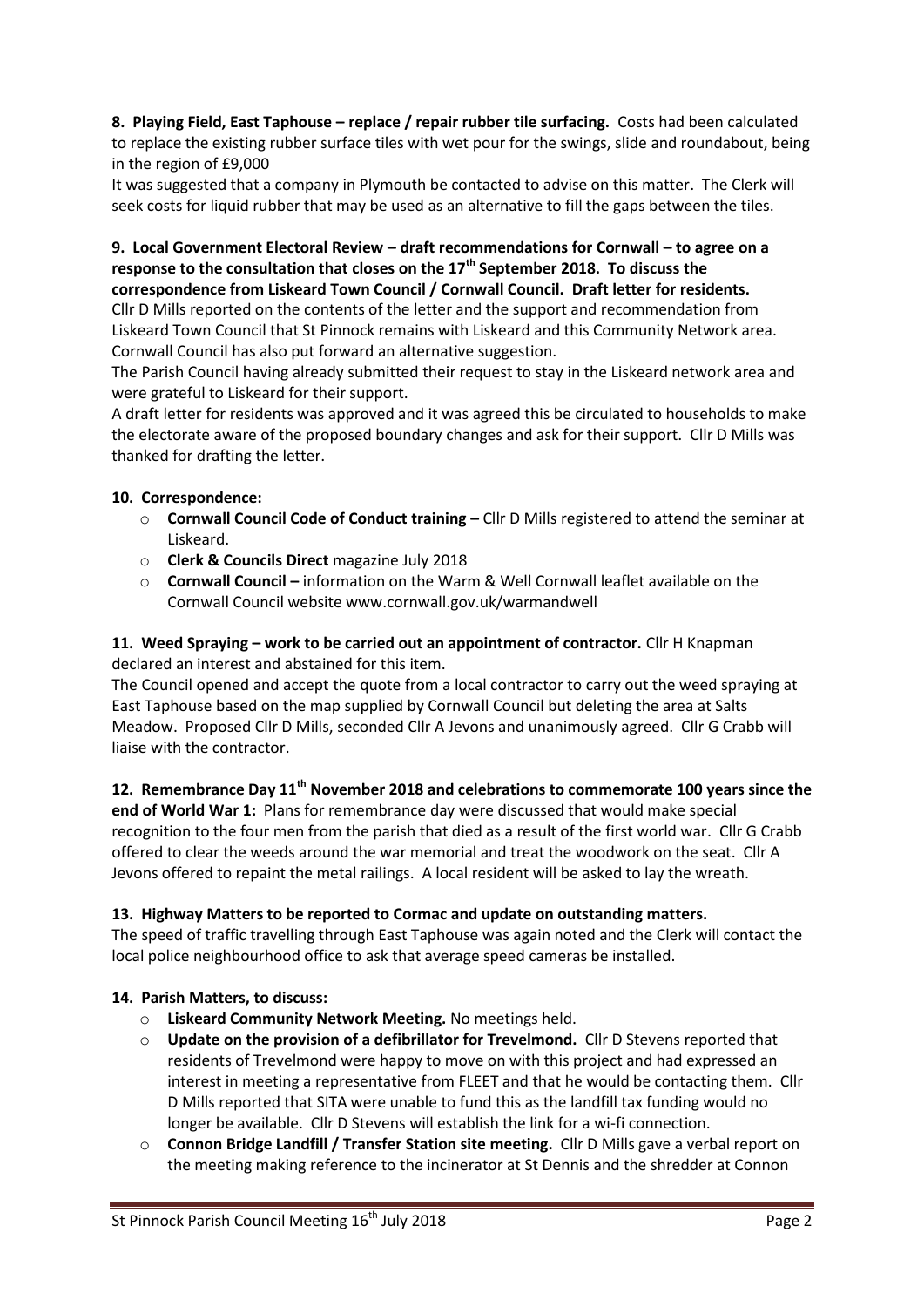**8. Playing Field, East Taphouse – replace / repair rubber tile surfacing.** Costs had been calculated to replace the existing rubber surface tiles with wet pour for the swings, slide and roundabout, being in the region of £9,000

It was suggested that a company in Plymouth be contacted to advise on this matter. The Clerk will seek costs for liquid rubber that may be used as an alternative to fill the gaps between the tiles.

**9. Local Government Electoral Review – draft recommendations for Cornwall – to agree on a response to the consultation that closes on the 17th September 2018. To discuss the correspondence from Liskeard Town Council / Cornwall Council. Draft letter for residents.**

Cllr D Mills reported on the contents of the letter and the support and recommendation from Liskeard Town Council that St Pinnock remains with Liskeard and this Community Network area. Cornwall Council has also put forward an alternative suggestion.

The Parish Council having already submitted their request to stay in the Liskeard network area and were grateful to Liskeard for their support.

A draft letter for residents was approved and it was agreed this be circulated to households to make the electorate aware of the proposed boundary changes and ask for their support. Cllr D Mills was thanked for drafting the letter.

**10. Correspondence:**

- **Cornwall Council Code of Conduct training –** Cllr D Mills registered to attend the seminar at Liskeard.
- **Clerk & Councils Direct** magazine July 2018
- **Cornwall Council –** information on the Warm & Well Cornwall leaflet available on the Cornwall Council website www.cornwall.gov.uk/warmandwell

**11. Weed Spraying – work to be carried out an appointment of contractor.** Cllr H Knapman declared an interest and abstained for this item.

The Council opened and accept the quote from a local contractor to carry out the weed spraying at East Taphouse based on the map supplied by Cornwall Council but deleting the area at Salts Meadow. Proposed Cllr D Mills, seconded Cllr A Jevons and unanimously agreed. Cllr G Crabb will liaise with the contractor.

**12. Remembrance Day 11th November 2018 and celebrations to commemorate 100 years since the end of World War 1:** Plans for remembrance day were discussed that would make special recognition to the four men from the parish that died as a result of the first world war. Cllr G Crabb offered to clear the weeds around the war memorial and treat the woodwork on the seat. Cllr A Jevons offered to repaint the metal railings. A local resident will be asked to lay the wreath.

**13. Highway Matters to be reported to Cormac and update on outstanding matters.**

The speed of traffic travelling through East Taphouse was again noted and the Clerk will contact the local police neighbourhood office to ask that average speed cameras be installed.

**14. Parish Matters, to discuss:**

- **Liskeard Community Network Meeting.** No meetings held.
- **Update on the provision of a defibrillator for Trevelmond.** Cllr D Stevens reported that residents of Trevelmond were happy to move on with this project and had expressed an interest in meeting a representative from FLEET and that he would be contacting them. Cllr D Mills reported that SITA were unable to fund this as the landfill tax funding would no longer be available. Cllr D Stevens will establish the link for a wi-fi connection.
- **Connon Bridge Landfill / Transfer Station site meeting.** Cllr D Mills gave a verbal report on the meeting making reference to the incinerator at St Dennis and the shredder at Connon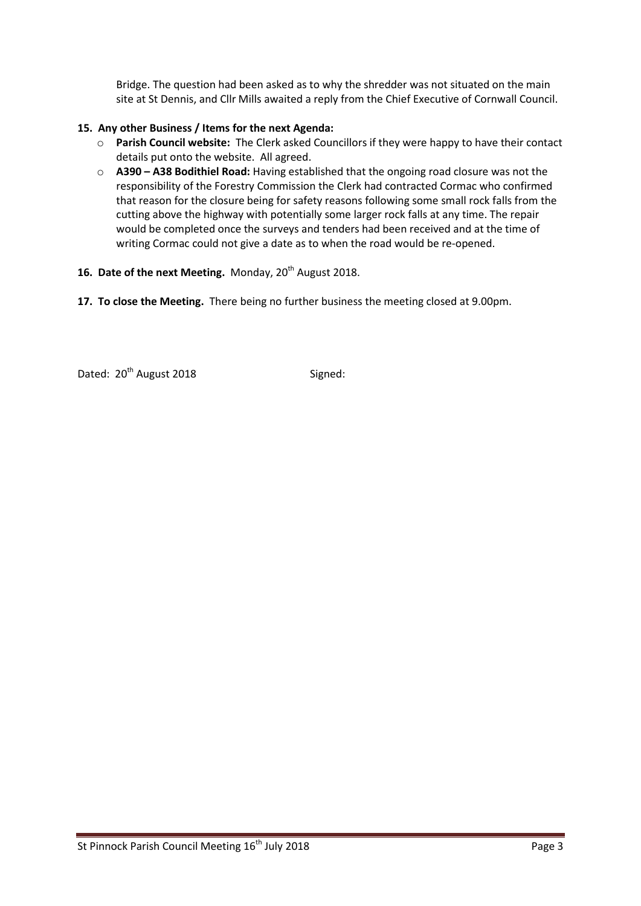Bridge. The question had been asked as to why the shredder was not situated on the main site at St Dennis, and Cllr Mills awaited a reply from the Chief Executive of Cornwall Council.

**15. Any other Business / Items for the next Agenda:**

- **Parish Council website:** The Clerk asked Councillors if they were happy to have their contact details put onto the website. All agreed.
- **A390 – A38 Bodithiel Road:** Having established that the ongoing road closure was not the responsibility of the Forestry Commission the Clerk had contracted Cormac who confirmed that reason for the closure being for safety reasons following some small rock falls from the cutting above the highway with potentially some larger rock falls at any time. The repair would be completed once the surveys and tenders had been received and at the time of writing Cormac could not give a date as to when the road would be re-opened.

**16. Date of the next Meeting.** Monday, 20th August 2018.

**17. To close the Meeting.** There being no further business the meeting closed at 9.00pm.

Dated: 20th August 2018 Signed: